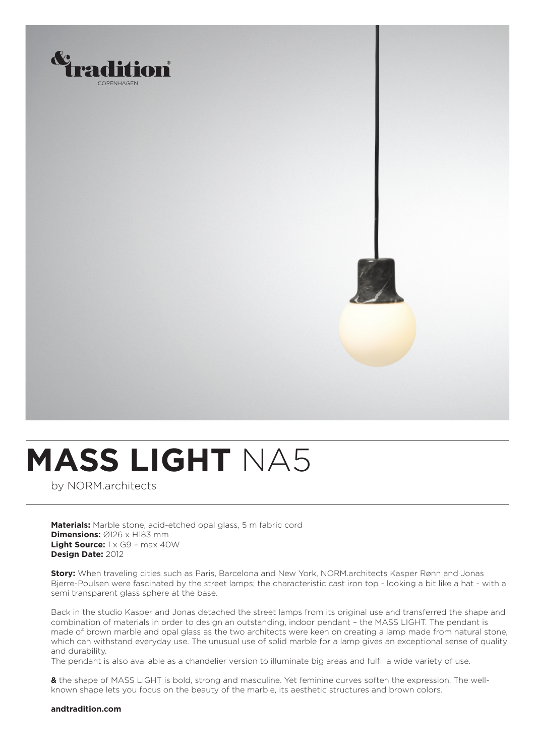&tradition
COPENHAGEN

# MASS LIGHT NA5

by NORM.architects

**Materials:** Marble stone, acid-etched opal glass, 5 m fabric cord
**Dimensions:** Ø126 x H183 mm
**Light Source:** 1 x G9 – max 40W
**Design Date:** 2012

**Story:** When traveling cities such as Paris, Barcelona and New York, NORM.architects Kasper Rønn and Jonas Bjerre-Poulsen were fascinated by the street lamps; the characteristic cast iron top - looking a bit like a hat - with a semi transparent glass sphere at the base.

Back in the studio Kasper and Jonas detached the street lamps from its original use and transferred the shape and combination of materials in order to design an outstanding, indoor pendant – the MASS LIGHT. The pendant is made of brown marble and opal glass as the two architects were keen on creating a lamp made from natural stone, which can withstand everyday use. The unusual use of solid marble for a lamp gives an exceptional sense of quality and durability.
The pendant is also available as a chandelier version to illuminate big areas and fulfil a wide variety of use.

**&** the shape of MASS LIGHT is bold, strong and masculine. Yet feminine curves soften the expression. The well-known shape lets you focus on the beauty of the marble, its aesthetic structures and brown colors.

**andtradition.com**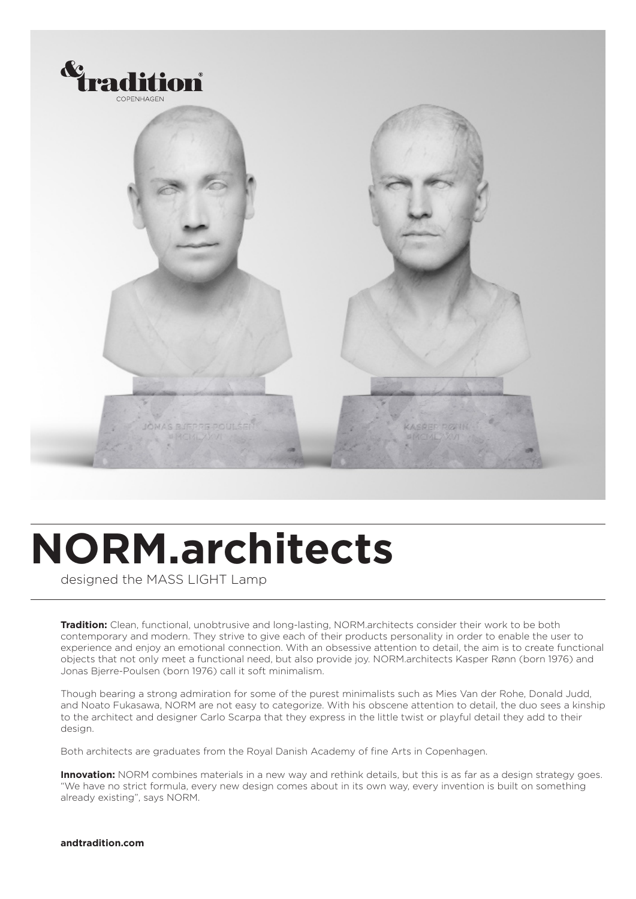&tradition

COPENHAGEN

# NORM.architects

designed the MASS LIGHT Lamp

**Tradition:** Clean, functional, unobtrusive and long-lasting, NORM.architects consider their work to be both contemporary and modern. They strive to give each of their products personality in order to enable the user to experience and enjoy an emotional connection. With an obsessive attention to detail, the aim is to create functional objects that not only meet a functional need, but also provide joy. NORM.architects Kasper Rønn (born 1976) and Jonas Bjerre-Poulsen (born 1976) call it soft minimalism.

Though bearing a strong admiration for some of the purest minimalists such as Mies Van der Rohe, Donald Judd, and Noato Fukasawa, NORM are not easy to categorize. With his obscene attention to detail, the duo sees a kinship to the architect and designer Carlo Scarpa that they express in the little twist or playful detail they add to their design.

Both architects are graduates from the Royal Danish Academy of fine Arts in Copenhagen.

**Innovation:** NORM combines materials in a new way and rethink details, but this is as far as a design strategy goes. "We have no strict formula, every new design comes about in its own way, every invention is built on something already existing", says NORM.

**andtradition.com**